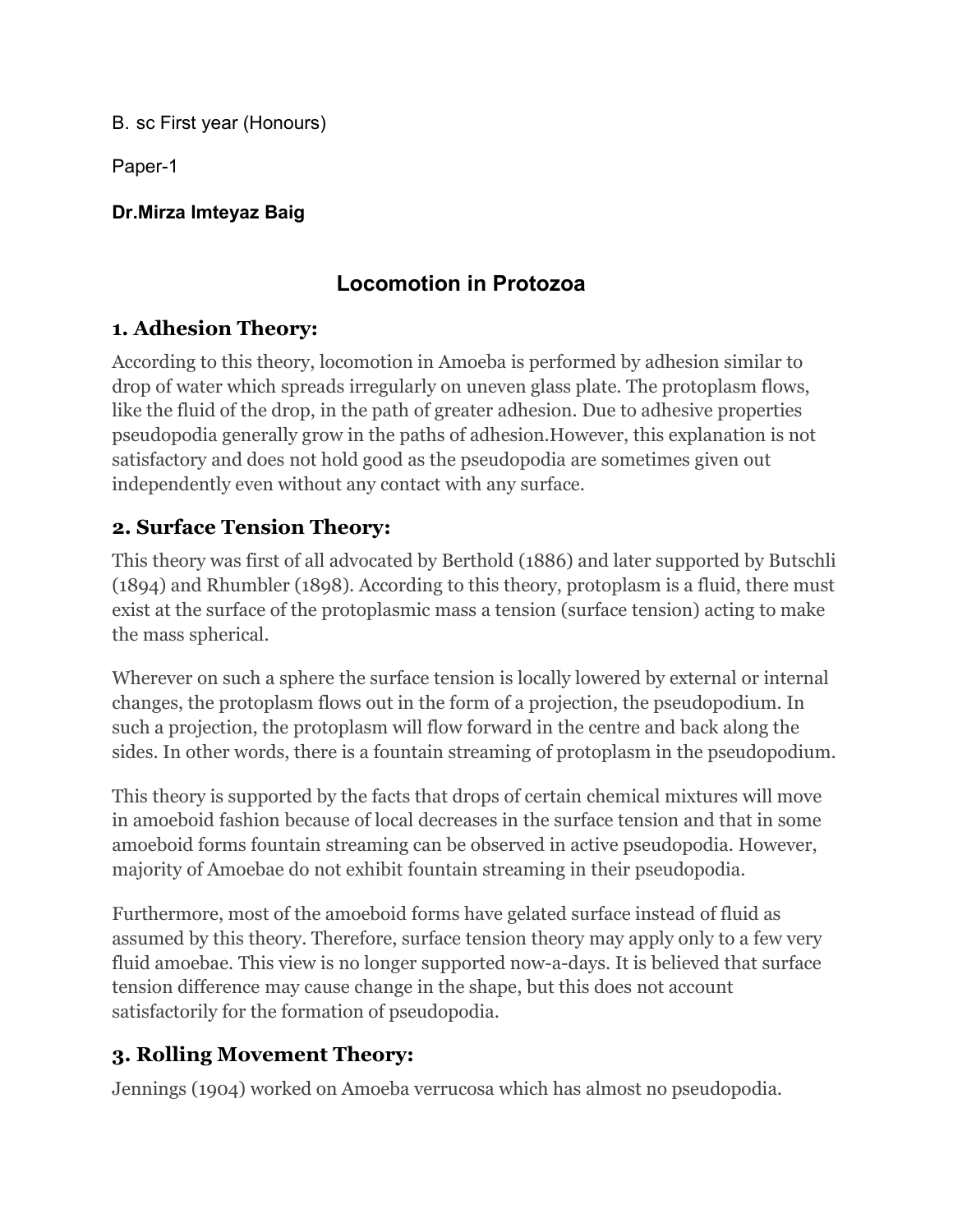B. sc First year (Honours)

Paper-1

**Dr.Mirza Imteyaz Baig**

# Locomotion in Protozoa

## 1. Adhesion Theory:

According to this theory, locomotion in Amoeba is performed by adhesion similar to drop of water which spreads irregularly on uneven glass plate. The protoplasm flows, like the fluid of the drop, in the path of greater adhesion. Due to adhesive properties pseudopodia generally grow in the paths of adhesion.However, this explanation is not satisfactory and does not hold good as the pseudopodia are sometimes given out independently even without any contact with any surface.

## 2. Surface Tension Theory:

This theory was first of all advocated by Berthold (1886) and later supported by Butschli (1894) and Rhumbler (1898). According to this theory, protoplasm is a fluid, there must exist at the surface of the protoplasmic mass a tension (surface tension) acting to make the mass spherical.

Wherever on such a sphere the surface tension is locally lowered by external or internal changes, the protoplasm flows out in the form of a projection, the pseudopodium. In such a projection, the protoplasm will flow forward in the centre and back along the sides. In other words, there is a fountain streaming of protoplasm in the pseudopodium.

This theory is supported by the facts that drops of certain chemical mixtures will move in amoeboid fashion because of local decreases in the surface tension and that in some amoeboid forms fountain streaming can be observed in active pseudopodia. However, majority of Amoebae do not exhibit fountain streaming in their pseudopodia.

Furthermore, most of the amoeboid forms have gelated surface instead of fluid as assumed by this theory. Therefore, surface tension theory may apply only to a few very fluid amoebae. This view is no longer supported now-a-days. It is believed that surface tension difference may cause change in the shape, but this does not account satisfactorily for the formation of pseudopodia.

## 3. Rolling Movement Theory:

Jennings (1904) worked on Amoeba verrucosa which has almost no pseudopodia.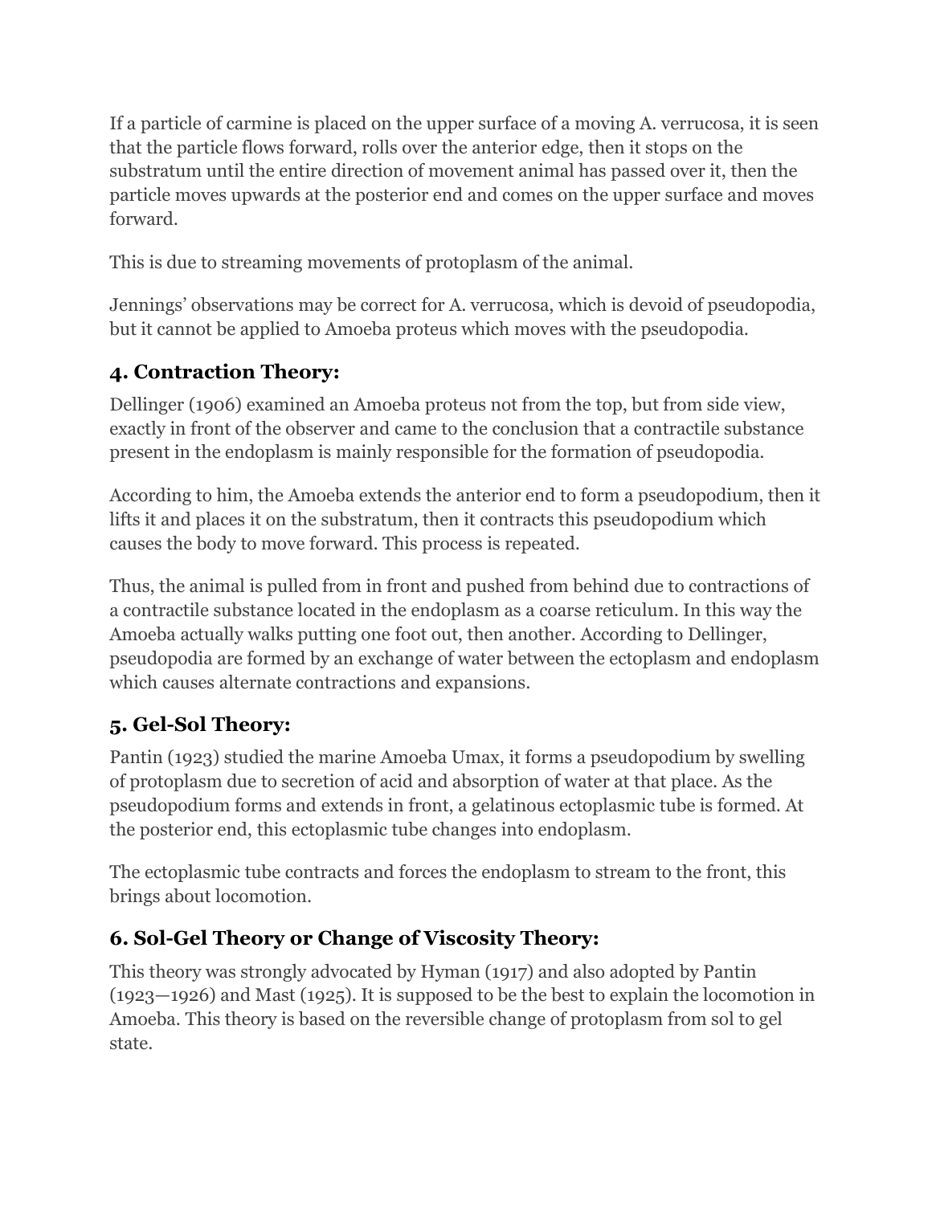If a particle of carmine is placed on the upper surface of a moving A. verrucosa, it is seen that the particle flows forward, rolls over the anterior edge, then it stops on the substratum until the entire direction of movement animal has passed over it, then the particle moves upwards at the posterior end and comes on the upper surface and moves forward.

This is due to streaming movements of protoplasm of the animal.

Jennings' observations may be correct for A. verrucosa, which is devoid of pseudopodia, but it cannot be applied to Amoeba proteus which moves with the pseudopodia.

### 4. Contraction Theory:

Dellinger (1906) examined an Amoeba proteus not from the top, but from side view, exactly in front of the observer and came to the conclusion that a contractile substance present in the endoplasm is mainly responsible for the formation of pseudopodia.

According to him, the Amoeba extends the anterior end to form a pseudopodium, then it lifts it and places it on the substratum, then it contracts this pseudopodium which causes the body to move forward. This process is repeated.

Thus, the animal is pulled from in front and pushed from behind due to contractions of a contractile substance located in the endoplasm as a coarse reticulum. In this way the Amoeba actually walks putting one foot out, then another. According to Dellinger, pseudopodia are formed by an exchange of water between the ectoplasm and endoplasm which causes alternate contractions and expansions.

### 5. Gel-Sol Theory:

Pantin (1923) studied the marine Amoeba Umax, it forms a pseudopodium by swelling of protoplasm due to secretion of acid and absorption of water at that place. As the pseudopodium forms and extends in front, a gelatinous ectoplasmic tube is formed. At the posterior end, this ectoplasmic tube changes into endoplasm.

The ectoplasmic tube contracts and forces the endoplasm to stream to the front, this brings about locomotion.

### 6. Sol-Gel Theory or Change of Viscosity Theory:

This theory was strongly advocated by Hyman (1917) and also adopted by Pantin (1923—1926) and Mast (1925). It is supposed to be the best to explain the locomotion in Amoeba. This theory is based on the reversible change of protoplasm from sol to gel state.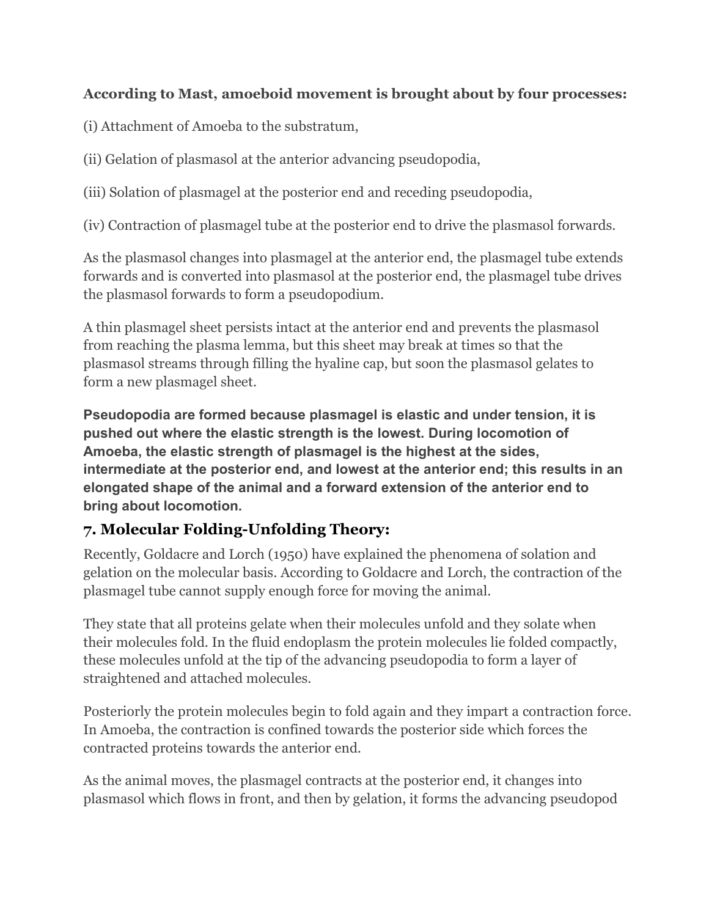**According to Mast, amoeboid movement is brought about by four processes:**

(i) Attachment of Amoeba to the substratum,

(ii) Gelation of plasmasol at the anterior advancing pseudopodia,

(iii) Solation of plasmagel at the posterior end and receding pseudopodia,

(iv) Contraction of plasmagel tube at the posterior end to drive the plasmasol forwards.

As the plasmasol changes into plasmagel at the anterior end, the plasmagel tube extends forwards and is converted into plasmasol at the posterior end, the plasmagel tube drives the plasmasol forwards to form a pseudopodium.

A thin plasmagel sheet persists intact at the anterior end and prevents the plasmasol from reaching the plasma lemma, but this sheet may break at times so that the plasmasol streams through filling the hyaline cap, but soon the plasmasol gelates to form a new plasmagel sheet.

**Pseudopodia are formed because plasmagel is elastic and under tension, it is pushed out where the elastic strength is the lowest. During locomotion of Amoeba, the elastic strength of plasmagel is the highest at the sides, intermediate at the posterior end, and lowest at the anterior end; this results in an elongated shape of the animal and a forward extension of the anterior end to bring about locomotion.**

## 7. Molecular Folding-Unfolding Theory:

Recently, Goldacre and Lorch (1950) have explained the phenomena of solation and gelation on the molecular basis. According to Goldacre and Lorch, the contraction of the plasmagel tube cannot supply enough force for moving the animal.

They state that all proteins gelate when their molecules unfold and they solate when their molecules fold. In the fluid endoplasm the protein molecules lie folded compactly, these molecules unfold at the tip of the advancing pseudopodia to form a layer of straightened and attached molecules.

Posteriorly the protein molecules begin to fold again and they impart a contraction force. In Amoeba, the contraction is confined towards the posterior side which forces the contracted proteins towards the anterior end.

As the animal moves, the plasmagel contracts at the posterior end, it changes into plasmasol which flows in front, and then by gelation, it forms the advancing pseudopod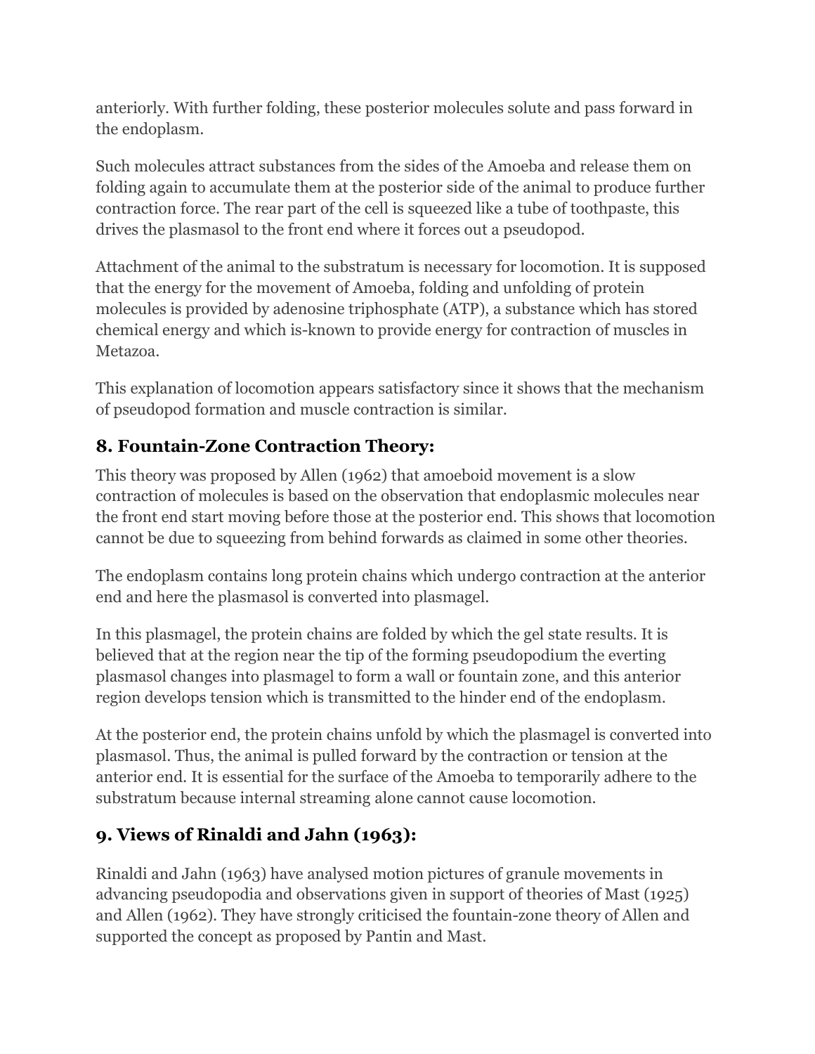anteriorly. With further folding, these posterior molecules solute and pass forward in the endoplasm.

Such molecules attract substances from the sides of the Amoeba and release them on folding again to accumulate them at the posterior side of the animal to produce further contraction force. The rear part of the cell is squeezed like a tube of toothpaste, this drives the plasmasol to the front end where it forces out a pseudopod.

Attachment of the animal to the substratum is necessary for locomotion. It is supposed that the energy for the movement of Amoeba, folding and unfolding of protein molecules is provided by adenosine triphosphate (ATP), a substance which has stored chemical energy and which is-known to provide energy for contraction of muscles in Metazoa.

This explanation of locomotion appears satisfactory since it shows that the mechanism of pseudopod formation and muscle contraction is similar.

## 8. Fountain-Zone Contraction Theory:

This theory was proposed by Allen (1962) that amoeboid movement is a slow contraction of molecules is based on the observation that endoplasmic molecules near the front end start moving before those at the posterior end. This shows that locomotion cannot be due to squeezing from behind forwards as claimed in some other theories.

The endoplasm contains long protein chains which undergo contraction at the anterior end and here the plasmasol is converted into plasmagel.

In this plasmagel, the protein chains are folded by which the gel state results. It is believed that at the region near the tip of the forming pseudopodium the everting plasmasol changes into plasmagel to form a wall or fountain zone, and this anterior region develops tension which is transmitted to the hinder end of the endoplasm.

At the posterior end, the protein chains unfold by which the plasmagel is converted into plasmasol. Thus, the animal is pulled forward by the contraction or tension at the anterior end. It is essential for the surface of the Amoeba to temporarily adhere to the substratum because internal streaming alone cannot cause locomotion.

## 9. Views of Rinaldi and Jahn (1963):

Rinaldi and Jahn (1963) have analysed motion pictures of granule movements in advancing pseudopodia and observations given in support of theories of Mast (1925) and Allen (1962). They have strongly criticised the fountain-zone theory of Allen and supported the concept as proposed by Pantin and Mast.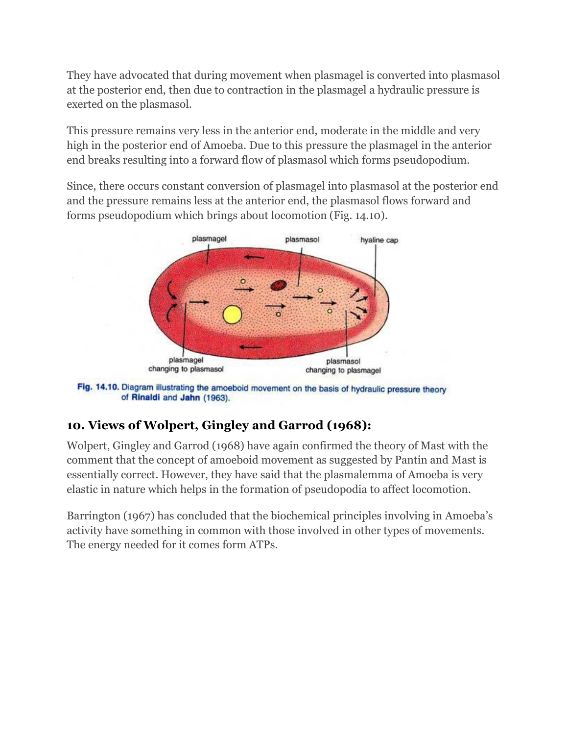They have advocated that during movement when plasmagel is converted into plasmasol at the posterior end, then due to contraction in the plasmagel a hydraulic pressure is exerted on the plasmasol.

This pressure remains very less in the anterior end, moderate in the middle and very high in the posterior end of Amoeba. Due to this pressure the plasmagel in the anterior end breaks resulting into a forward flow of plasmasol which forms pseudopodium.

Since, there occurs constant conversion of plasmagel into plasmasol at the posterior end and the pressure remains less at the anterior end, the plasmasol flows forward and forms pseudopodium which brings about locomotion (Fig. 14.10).

plasmagel

plasmasol

hyaline cap

plasmagel changing to plasmasol

plasmasol changing to plasmagel

**Fig. 14.10.** Diagram illustrating the amoeboid movement on the basis of hydraulic pressure theory of **Rinaldi** and **Jahn** (1963).

## 10. Views of Wolpert, Gingley and Garrod (1968):

Wolpert, Gingley and Garrod (1968) have again confirmed the theory of Mast with the comment that the concept of amoeboid movement as suggested by Pantin and Mast is essentially correct. However, they have said that the plasmalemma of Amoeba is very elastic in nature which helps in the formation of pseudopodia to affect locomotion.

Barrington (1967) has concluded that the biochemical principles involving in Amoeba's activity have something in common with those involved in other types of movements. The energy needed for it comes form ATPs.